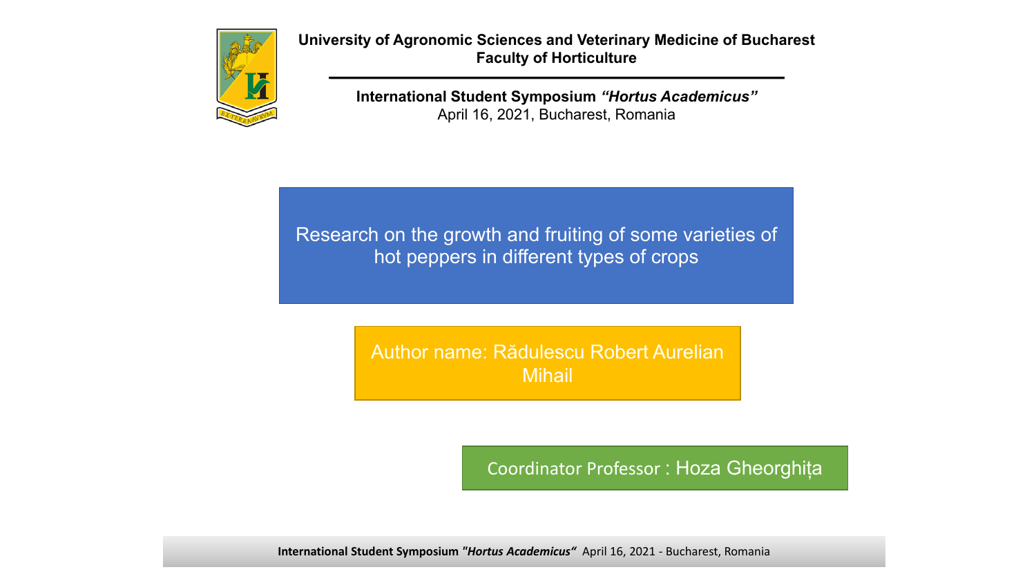**University of Agronomic Sciences and Veterinary Medicine of Bucharest**
**Faculty of Horticulture**

**International Student Symposium *"Hortus Academicus"***
April 16, 2021, Bucharest, Romania

# Research on the growth and fruiting of some varieties of hot peppers in different types of crops

Author name: Rădulescu Robert Aurelian Mihail

Coordinator Professor : Hoza Gheorghița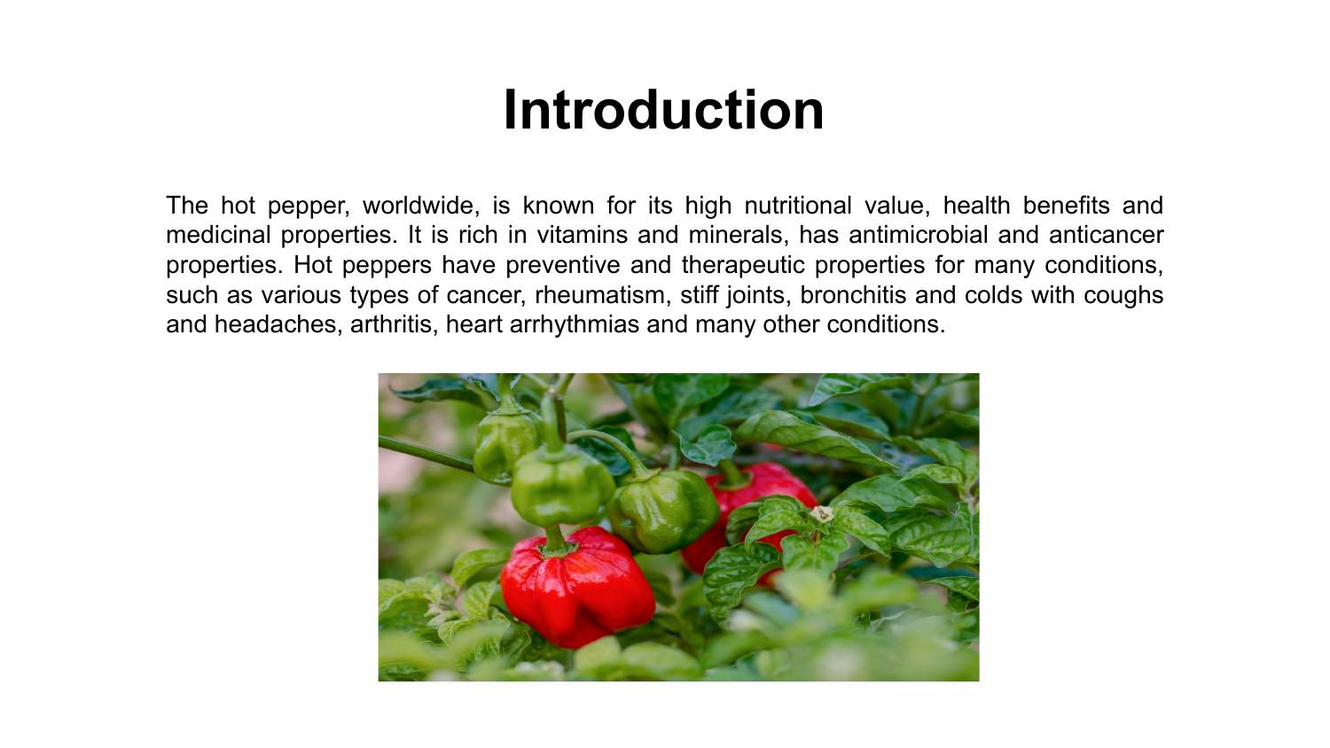# Introduction

The hot pepper, worldwide, is known for its high nutritional value, health benefits and medicinal properties. It is rich in vitamins and minerals, has antimicrobial and anticancer properties. Hot peppers have preventive and therapeutic properties for many conditions, such as various types of cancer, rheumatism, stiff joints, bronchitis and colds with coughs and headaches, arthritis, heart arrhythmias and many other conditions.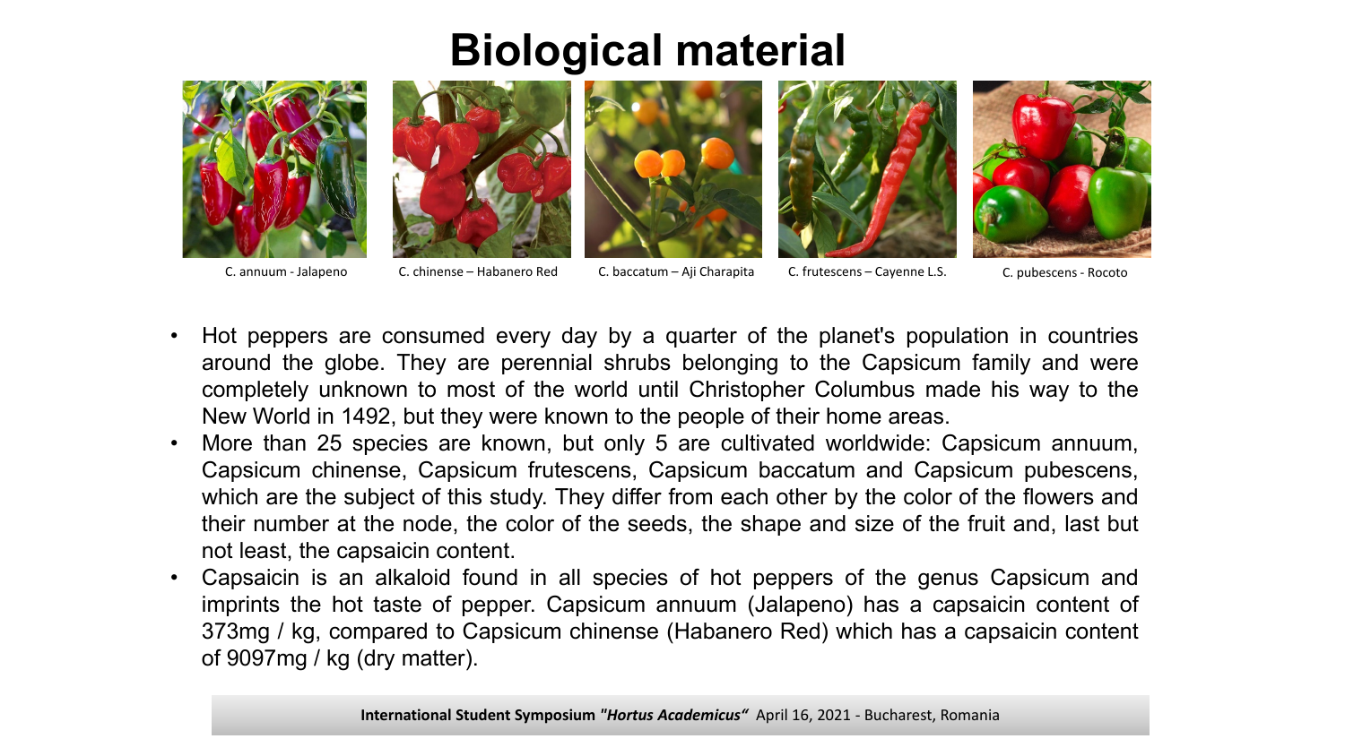# Biological material

C. annuum - Jalapeno

C. chinense – Habanero Red

C. baccatum – Aji Charapita

C. frutescens – Cayenne L.S.

C. pubescens - Rocoto

- Hot peppers are consumed every day by a quarter of the planet's population in countries around the globe. They are perennial shrubs belonging to the Capsicum family and were completely unknown to most of the world until Christopher Columbus made his way to the New World in 1492, but they were known to the people of their home areas.
- More than 25 species are known, but only 5 are cultivated worldwide: Capsicum annuum, Capsicum chinense, Capsicum frutescens, Capsicum baccatum and Capsicum pubescens, which are the subject of this study. They differ from each other by the color of the flowers and their number at the node, the color of the seeds, the shape and size of the fruit and, last but not least, the capsaicin content.
- Capsaicin is an alkaloid found in all species of hot peppers of the genus Capsicum and imprints the hot taste of pepper. Capsicum annuum (Jalapeno) has a capsaicin content of 373mg / kg, compared to Capsicum chinense (Habanero Red) which has a capsaicin content of 9097mg / kg (dry matter).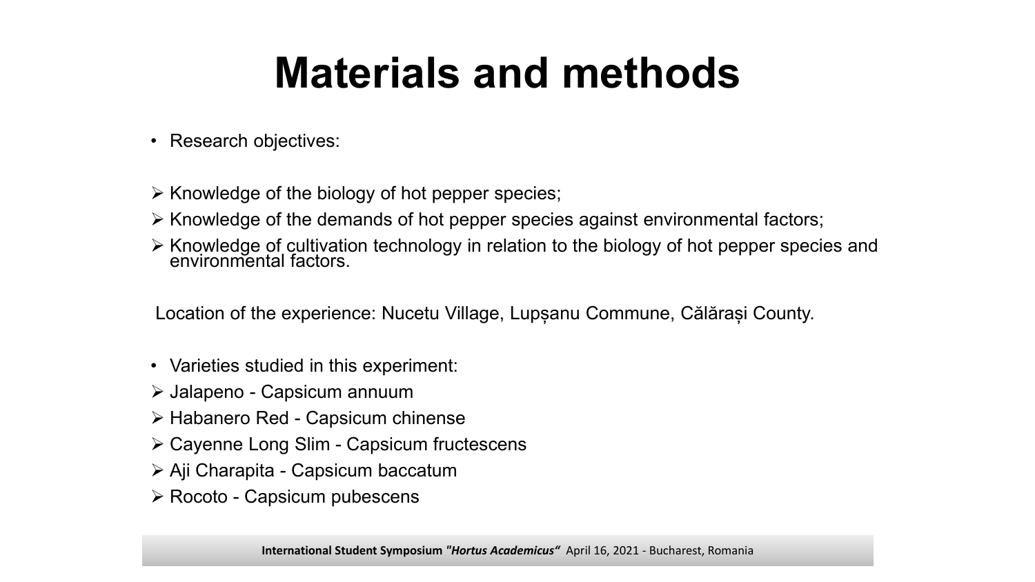# Materials and methods

- Research objectives:

- Knowledge of the biology of hot pepper species;
- Knowledge of the demands of hot pepper species against environmental factors;
- Knowledge of cultivation technology in relation to the biology of hot pepper species and environmental factors.

Location of the experience: Nucetu Village, Lupșanu Commune, Călărași County.

- Varieties studied in this experiment:
- Jalapeno - Capsicum annuum
- Habanero Red - Capsicum chinense
- Cayenne Long Slim - Capsicum fructescens
- Aji Charapita - Capsicum baccatum
- Rocoto - Capsicum pubescens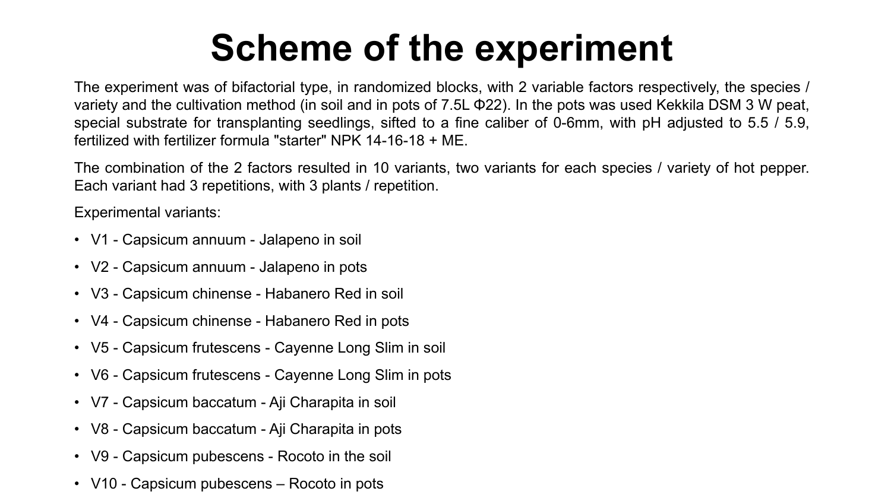# Scheme of the experiment

The experiment was of bifactorial type, in randomized blocks, with 2 variable factors respectively, the species / variety and the cultivation method (in soil and in pots of 7.5L Φ22). In the pots was used Kekkila DSM 3 W peat, special substrate for transplanting seedlings, sifted to a fine caliber of 0-6mm, with pH adjusted to 5.5 / 5.9, fertilized with fertilizer formula "starter" NPK 14-16-18 + ME.

The combination of the 2 factors resulted in 10 variants, two variants for each species / variety of hot pepper. Each variant had 3 repetitions, with 3 plants / repetition.

Experimental variants:

- V1 - Capsicum annuum - Jalapeno in soil
- V2 - Capsicum annuum - Jalapeno in pots
- V3 - Capsicum chinense - Habanero Red in soil
- V4 - Capsicum chinense - Habanero Red in pots
- V5 - Capsicum frutescens - Cayenne Long Slim in soil
- V6 - Capsicum frutescens - Cayenne Long Slim in pots
- V7 - Capsicum baccatum - Aji Charapita in soil
- V8 - Capsicum baccatum - Aji Charapita in pots
- V9 - Capsicum pubescens - Rocoto in the soil
- V10 - Capsicum pubescens – Rocoto in pots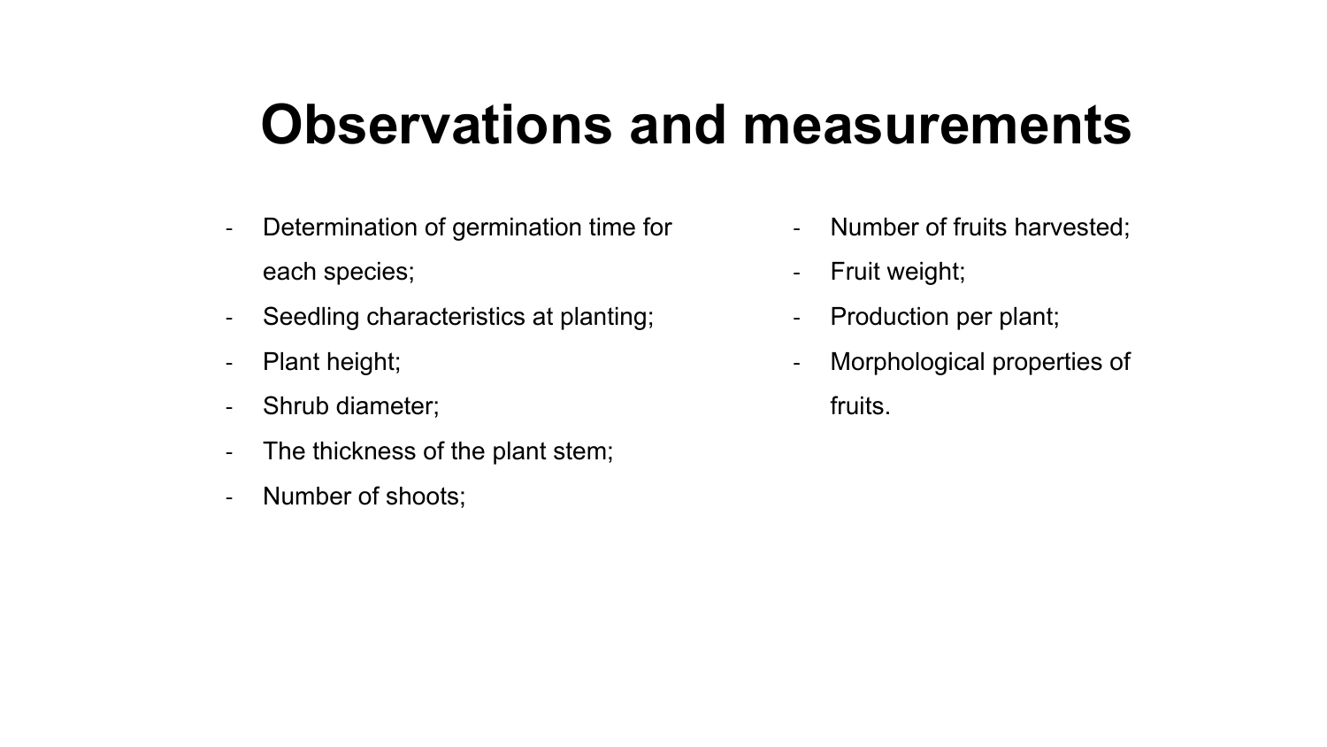# Observations and measurements

- Determination of germination time for each species;
- Seedling characteristics at planting;
- Plant height;
- Shrub diameter;
- The thickness of the plant stem;
- Number of shoots;
- Number of fruits harvested;
- Fruit weight;
- Production per plant;
- Morphological properties of fruits.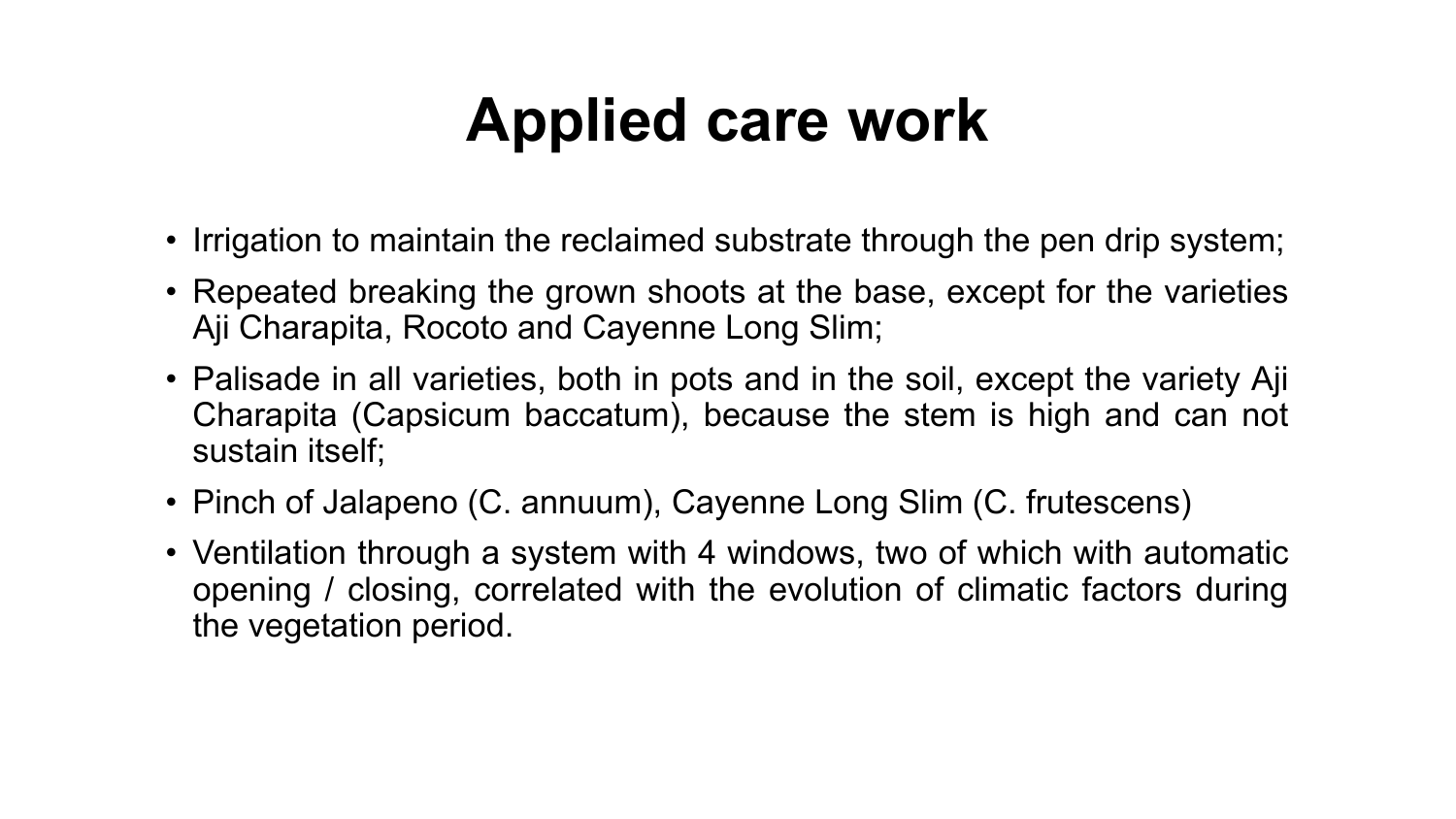# Applied care work

- Irrigation to maintain the reclaimed substrate through the pen drip system;
- Repeated breaking the grown shoots at the base, except for the varieties Aji Charapita, Rocoto and Cayenne Long Slim;
- Palisade in all varieties, both in pots and in the soil, except the variety Aji Charapita (Capsicum baccatum), because the stem is high and can not sustain itself;
- Pinch of Jalapeno (C. annuum), Cayenne Long Slim (C. frutescens)
- Ventilation through a system with 4 windows, two of which with automatic opening / closing, correlated with the evolution of climatic factors during the vegetation period.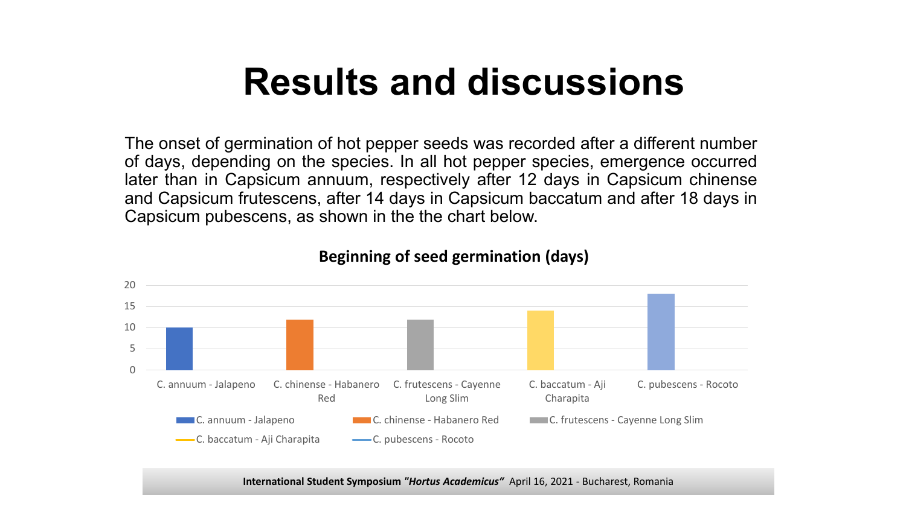# Results and discussions

The onset of germination of hot pepper seeds was recorded after a different number of days, depending on the species. In all hot pepper species, emergence occurred later than in Capsicum annuum, respectively after 12 days in Capsicum chinense and Capsicum frutescens, after 14 days in Capsicum baccatum and after 18 days in Capsicum pubescens, as shown in the the chart below.

**Beginning of seed germination (days)**

| Species | Days |
|---|---|
| C. annuum - Jalapeno | 10 |
| C. chinense - Habanero Red | 12 |
| C. frutescens - Cayenne Long Slim | 12 |
| C. baccatum - Aji Charapita | 14 |
| C. pubescens - Rocoto | 18 |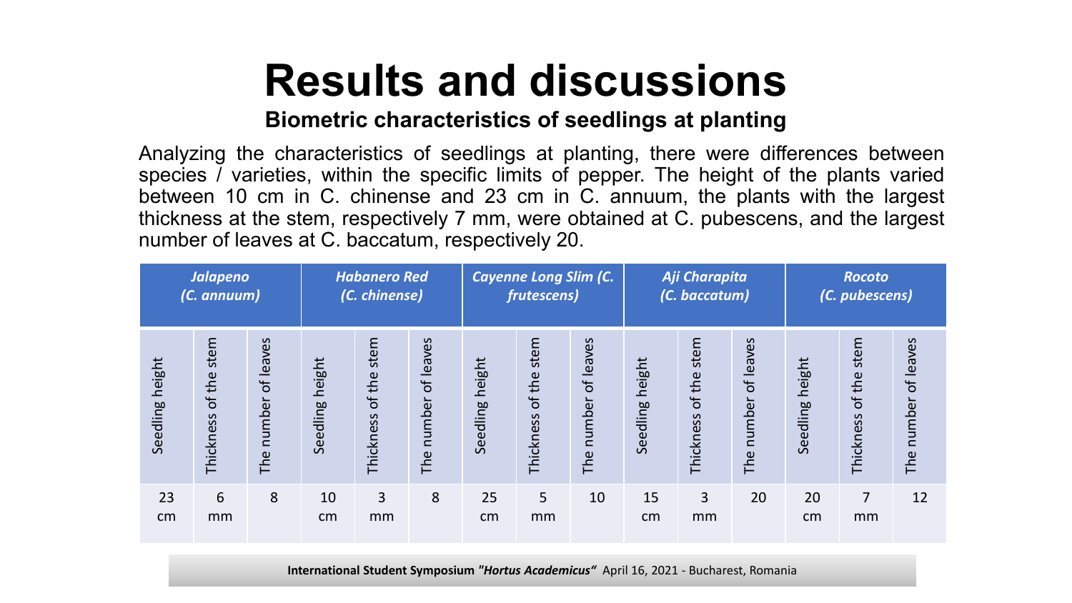# Results and discussions

### Biometric characteristics of seedlings at planting

Analyzing the characteristics of seedlings at planting, there were differences between species / varieties, within the specific limits of pepper. The height of the plants varied between 10 cm in C. chinense and 23 cm in C. annuum, the plants with the largest thickness at the stem, respectively 7 mm, were obtained at C. pubescens, and the largest number of leaves at C. baccatum, respectively 20.

| ***Jalapeno* (*C. annuum*)** | | | ***Habanero Red* (*C. chinense*)** | | | ***Cayenne Long Slim* (*C. frutescens*)** | | | ***Aji Charapita* (*C. baccatum*)** | | | ***Rocoto* (*C. pubescens*)** | | |
|---|---|---|---|---|---|---|---|---|---|---|---|---|---|---|
| Seedling height | Thickness of the stem | The number of leaves | Seedling height | Thickness of the stem | The number of leaves | Seedling height | Thickness of the stem | The number of leaves | Seedling height | Thickness of the stem | The number of leaves | Seedling height | Thickness of the stem | The number of leaves |
| 23 cm | 6 mm | 8 | 10 cm | 3 mm | 8 | 25 cm | 5 mm | 10 | 15 cm | 3 mm | 20 | 20 cm | 7 mm | 12 |

**International Student Symposium *"Hortus Academicus"*** April 16, 2021 - Bucharest, Romania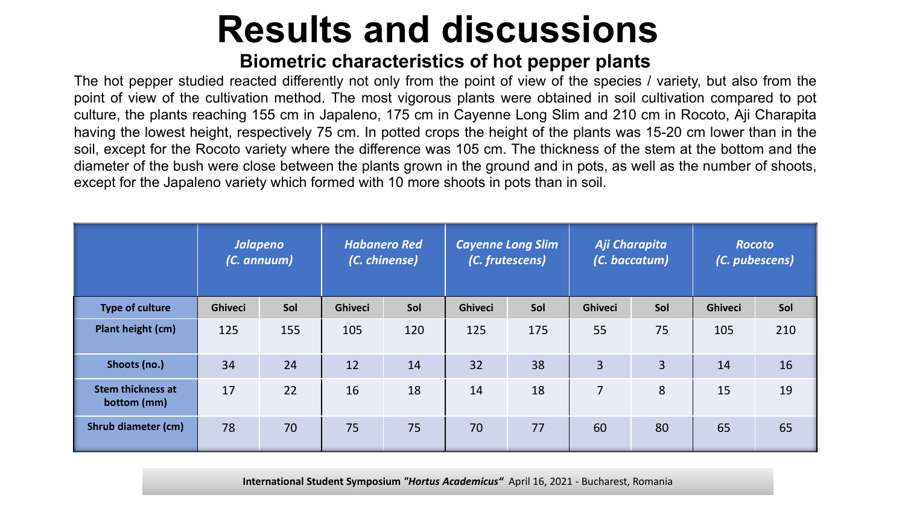# Results and discussions

### Biometric characteristics of hot pepper plants

The hot pepper studied reacted differently not only from the point of view of the species / variety, but also from the point of view of the cultivation method. The most vigorous plants were obtained in soil cultivation compared to pot culture, the plants reaching 155 cm in Japaleno, 175 cm in Cayenne Long Slim and 210 cm in Rocoto, Aji Charapita having the lowest height, respectively 75 cm. In potted crops the height of the plants was 15-20 cm lower than in the soil, except for the Rocoto variety where the difference was 105 cm. The thickness of the stem at the bottom and the diameter of the bush were close between the plants grown in the ground and in pots, as well as the number of shoots, except for the Japaleno variety which formed with 10 more shoots in pots than in soil.

| | *Jalapeno (C. annuum)* | | *Habanero Red (C. chinense)* | | *Cayenne Long Slim (C. frutescens)* | | *Aji Charapita (C. baccatum)* | | *Rocoto (C. pubescens)* | |
|---|---|---|---|---|---|---|---|---|---|---|
| **Type of culture** | **Ghiveci** | **Sol** | **Ghiveci** | **Sol** | **Ghiveci** | **Sol** | **Ghiveci** | **Sol** | **Ghiveci** | **Sol** |
| **Plant height (cm)** | 125 | 155 | 105 | 120 | 125 | 175 | 55 | 75 | 105 | 210 |
| **Shoots (no.)** | 34 | 24 | 12 | 14 | 32 | 38 | 3 | 3 | 14 | 16 |
| **Stem thickness at bottom (mm)** | 17 | 22 | 16 | 18 | 14 | 18 | 7 | 8 | 15 | 19 |
| **Shrub diameter (cm)** | 78 | 70 | 75 | 75 | 70 | 77 | 60 | 80 | 65 | 65 |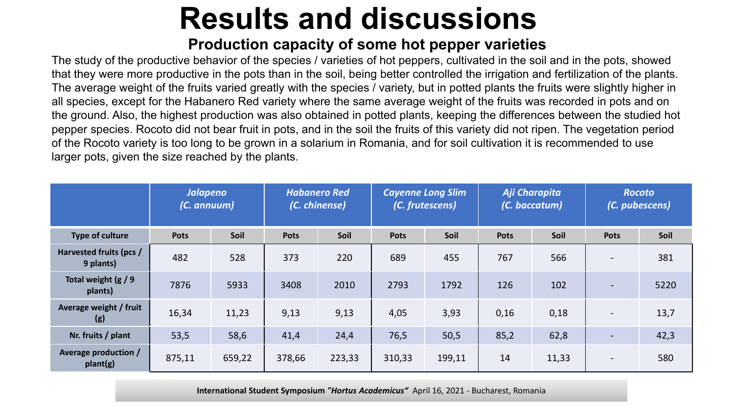# Results and discussions

## Production capacity of some hot pepper varieties

The study of the productive behavior of the species / varieties of hot peppers, cultivated in the soil and in the pots, showed that they were more productive in the pots than in the soil, being better controlled the irrigation and fertilization of the plants. The average weight of the fruits varied greatly with the species / variety, but in potted plants the fruits were slightly higher in all species, except for the Habanero Red variety where the same average weight of the fruits was recorded in pots and on the ground. Also, the highest production was also obtained in potted plants, keeping the differences between the studied hot pepper species. Rocoto did not bear fruit in pots, and in the soil the fruits of this variety did not ripen. The vegetation period of the Rocoto variety is too long to be grown in a solarium in Romania, and for soil cultivation it is recommended to use larger pots, given the size reached by the plants.

| | *Jalapeno (C. annuum)* | | *Habanero Red (C. chinense)* | | *Cayenne Long Slim (C. frutescens)* | | *Aji Charapita (C. baccatum)* | | *Rocoto (C. pubescens)* | |
|---|---|---|---|---|---|---|---|---|---|---|
| **Type of culture** | **Pots** | **Soil** | **Pots** | **Soil** | **Pots** | **Soil** | **Pots** | **Soil** | **Pots** | **Soil** |
| **Harvested fruits (pcs / 9 plants)** | 482 | 528 | 373 | 220 | 689 | 455 | 767 | 566 | - | 381 |
| **Total weight (g / 9 plants)** | 7876 | 5933 | 3408 | 2010 | 2793 | 1792 | 126 | 102 | - | 5220 |
| **Average weight / fruit (g)** | 16,34 | 11,23 | 9,13 | 9,13 | 4,05 | 3,93 | 0,16 | 0,18 | - | 13,7 |
| **Nr. fruits / plant** | 53,5 | 58,6 | 41,4 | 24,4 | 76,5 | 50,5 | 85,2 | 62,8 | - | 42,3 |
| **Average production / plant(g)** | 875,11 | 659,22 | 378,66 | 223,33 | 310,33 | 199,11 | 14 | 11,33 | - | 580 |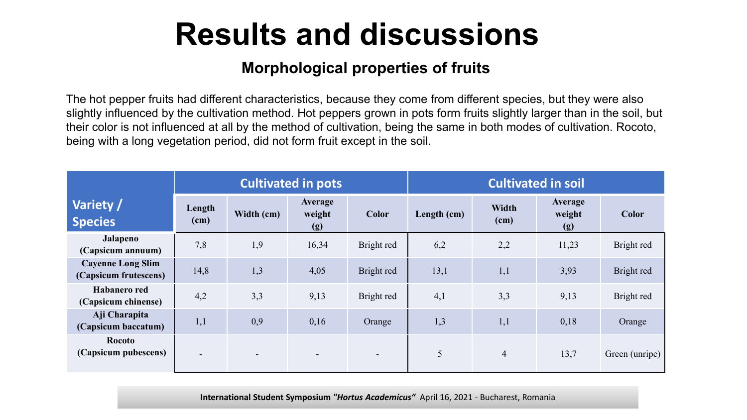# Results and discussions

### Morphological properties of fruits

The hot pepper fruits had different characteristics, because they come from different species, but they were also slightly influenced by the cultivation method. Hot peppers grown in pots form fruits slightly larger than in the soil, but their color is not influenced at all by the method of cultivation, being the same in both modes of cultivation. Rocoto, being with a long vegetation period, did not form fruit except in the soil.

| Variety / Species | Cultivated in pots | | | | Cultivated in soil | | | |
|---|---|---|---|---|---|---|---|---|
| | Length (cm) | Width (cm) | Average weight (g) | Color | Length (cm) | Width (cm) | Average weight (g) | Color |
| Jalapeno (Capsicum annuum) | 7,8 | 1,9 | 16,34 | Bright red | 6,2 | 2,2 | 11,23 | Bright red |
| Cayenne Long Slim (Capsicum frutescens) | 14,8 | 1,3 | 4,05 | Bright red | 13,1 | 1,1 | 3,93 | Bright red |
| Habanero red (Capsicum chinense) | 4,2 | 3,3 | 9,13 | Bright red | 4,1 | 3,3 | 9,13 | Bright red |
| Aji Charapita (Capsicum baccatum) | 1,1 | 0,9 | 0,16 | Orange | 1,3 | 1,1 | 0,18 | Orange |
| Rocoto (Capsicum pubescens) | - | - | - | - | 5 | 4 | 13,7 | Green (unripe) |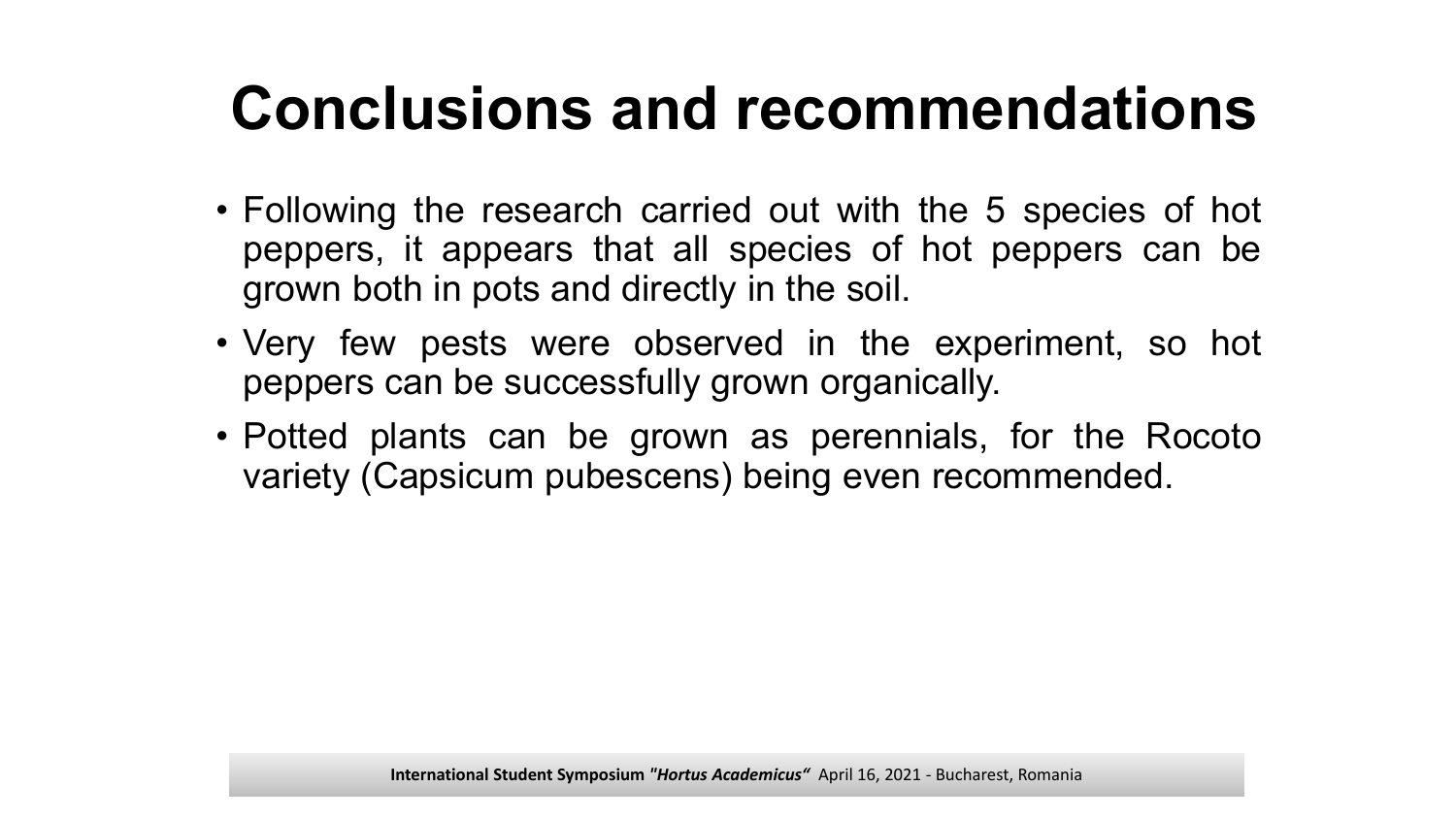# Conclusions and recommendations

- Following the research carried out with the 5 species of hot peppers, it appears that all species of hot peppers can be grown both in pots and directly in the soil.
- Very few pests were observed in the experiment, so hot peppers can be successfully grown organically.
- Potted plants can be grown as perennials, for the Rocoto variety (Capsicum pubescens) being even recommended.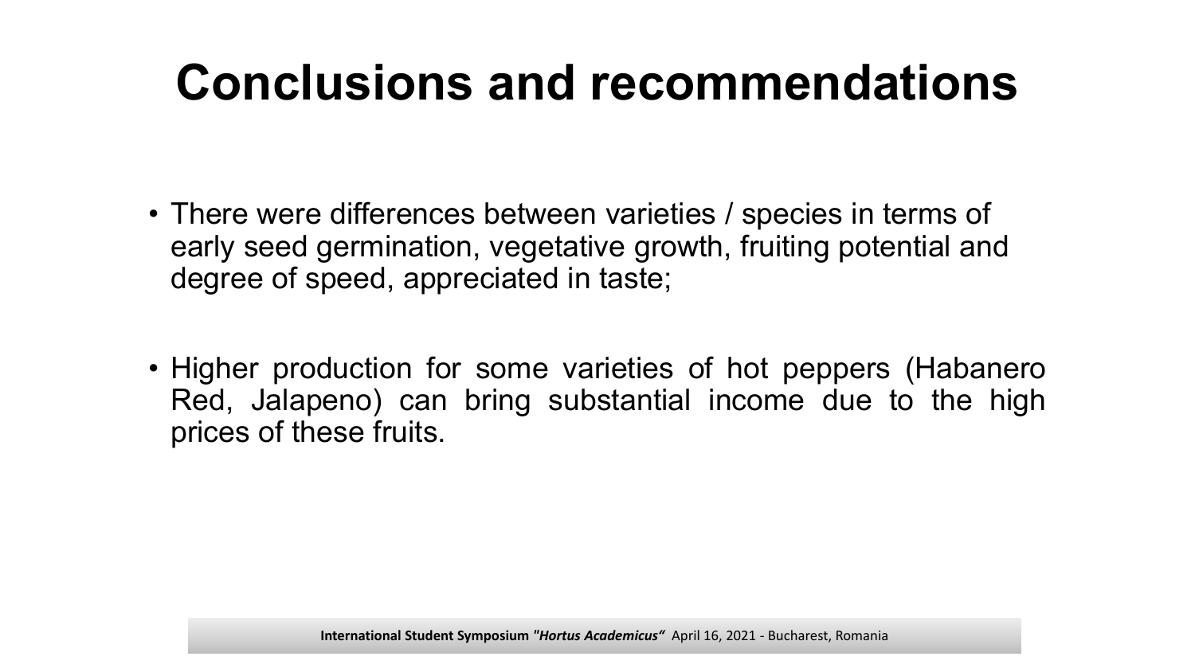# Conclusions and recommendations

- There were differences between varieties / species in terms of early seed germination, vegetative growth, fruiting potential and degree of speed, appreciated in taste;

- Higher production for some varieties of hot peppers (Habanero Red, Jalapeno) can bring substantial income due to the high prices of these fruits.